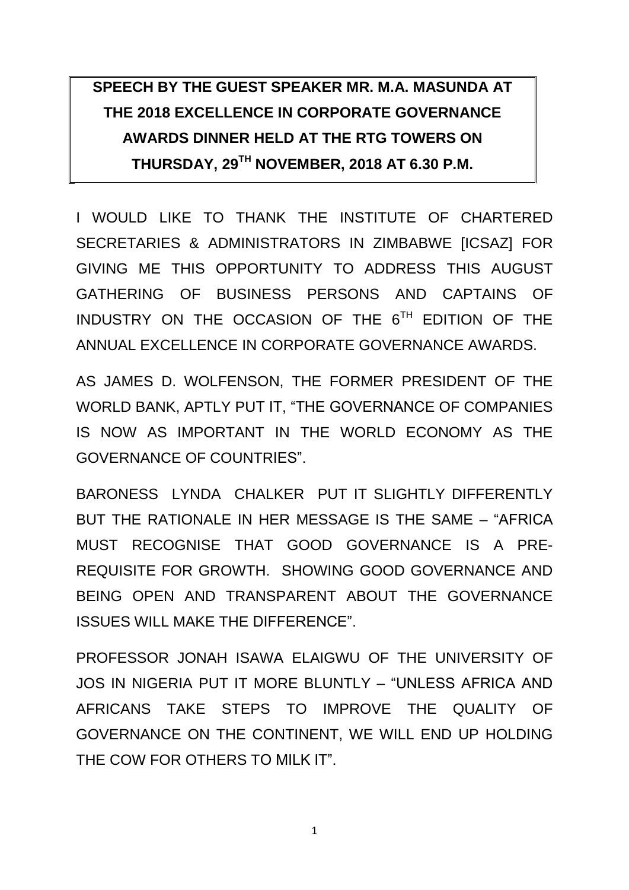**SPEECH BY THE GUEST SPEAKER MR. M.A. MASUNDA AT THE 2018 EXCELLENCE IN CORPORATE GOVERNANCE AWARDS DINNER HELD AT THE RTG TOWERS ON THURSDAY, 29TH NOVEMBER, 2018 AT 6.30 P.M.**

I WOULD LIKE TO THANK THE INSTITUTE OF CHARTERED SECRETARIES & ADMINISTRATORS IN ZIMBABWE [ICSAZ] FOR GIVING ME THIS OPPORTUNITY TO ADDRESS THIS AUGUST GATHERING OF BUSINESS PERSONS AND CAPTAINS OF INDUSTRY ON THE OCCASION OF THE 6TH EDITION OF THE ANNUAL EXCELLENCE IN CORPORATE GOVERNANCE AWARDS.

AS JAMES D. WOLFENSON, THE FORMER PRESIDENT OF THE WORLD BANK, APTLY PUT IT, "THE GOVERNANCE OF COMPANIES IS NOW AS IMPORTANT IN THE WORLD ECONOMY AS THE GOVERNANCE OF COUNTRIES".

BARONESS LYNDA CHALKER PUT IT SLIGHTLY DIFFERENTLY BUT THE RATIONALE IN HER MESSAGE IS THE SAME – "AFRICA MUST RECOGNISE THAT GOOD GOVERNANCE IS A PRE-REQUISITE FOR GROWTH. SHOWING GOOD GOVERNANCE AND BEING OPEN AND TRANSPARENT ABOUT THE GOVERNANCE ISSUES WILL MAKE THE DIFFERENCE".

PROFESSOR JONAH ISAWA ELAIGWU OF THE UNIVERSITY OF JOS IN NIGERIA PUT IT MORE BLUNTLY – "UNLESS AFRICA AND AFRICANS TAKE STEPS TO IMPROVE THE QUALITY OF GOVERNANCE ON THE CONTINENT, WE WILL END UP HOLDING THE COW FOR OTHERS TO MILK IT".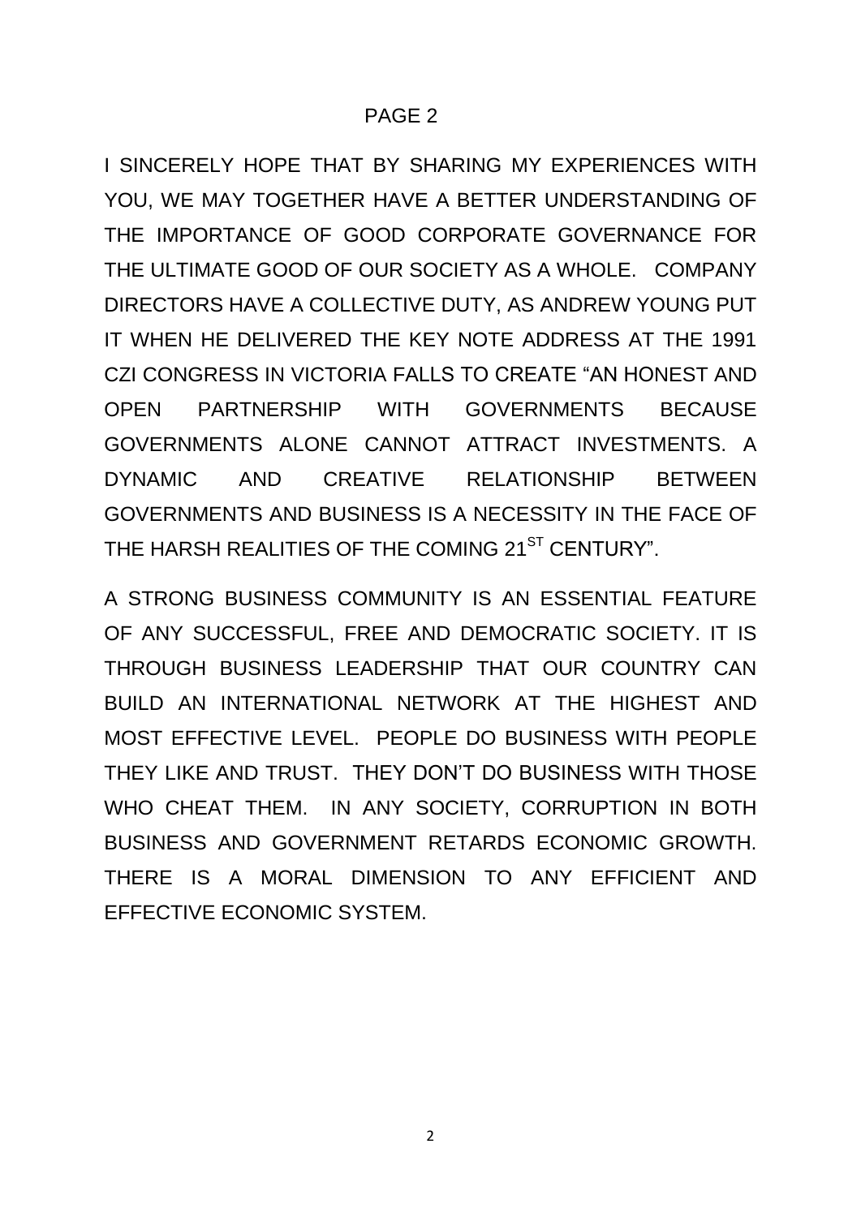I SINCERELY HOPE THAT BY SHARING MY EXPERIENCES WITH YOU, WE MAY TOGETHER HAVE A BETTER UNDERSTANDING OF THE IMPORTANCE OF GOOD CORPORATE GOVERNANCE FOR THE ULTIMATE GOOD OF OUR SOCIETY AS A WHOLE. COMPANY DIRECTORS HAVE A COLLECTIVE DUTY, AS ANDREW YOUNG PUT IT WHEN HE DELIVERED THE KEY NOTE ADDRESS AT THE 1991 CZI CONGRESS IN VICTORIA FALLS TO CREATE "AN HONEST AND OPEN PARTNERSHIP WITH GOVERNMENTS BECAUSE GOVERNMENTS ALONE CANNOT ATTRACT INVESTMENTS. A DYNAMIC AND CREATIVE RELATIONSHIP BETWEEN GOVERNMENTS AND BUSINESS IS A NECESSITY IN THE FACE OF THE HARSH REALITIES OF THE COMING 21ST CENTURY".

A STRONG BUSINESS COMMUNITY IS AN ESSENTIAL FEATURE OF ANY SUCCESSFUL, FREE AND DEMOCRATIC SOCIETY. IT IS THROUGH BUSINESS LEADERSHIP THAT OUR COUNTRY CAN BUILD AN INTERNATIONAL NETWORK AT THE HIGHEST AND MOST EFFECTIVE LEVEL. PEOPLE DO BUSINESS WITH PEOPLE THEY LIKE AND TRUST. THEY DON'T DO BUSINESS WITH THOSE WHO CHEAT THEM. IN ANY SOCIETY, CORRUPTION IN BOTH BUSINESS AND GOVERNMENT RETARDS ECONOMIC GROWTH. THERE IS A MORAL DIMENSION TO ANY EFFICIENT AND EFFECTIVE ECONOMIC SYSTEM.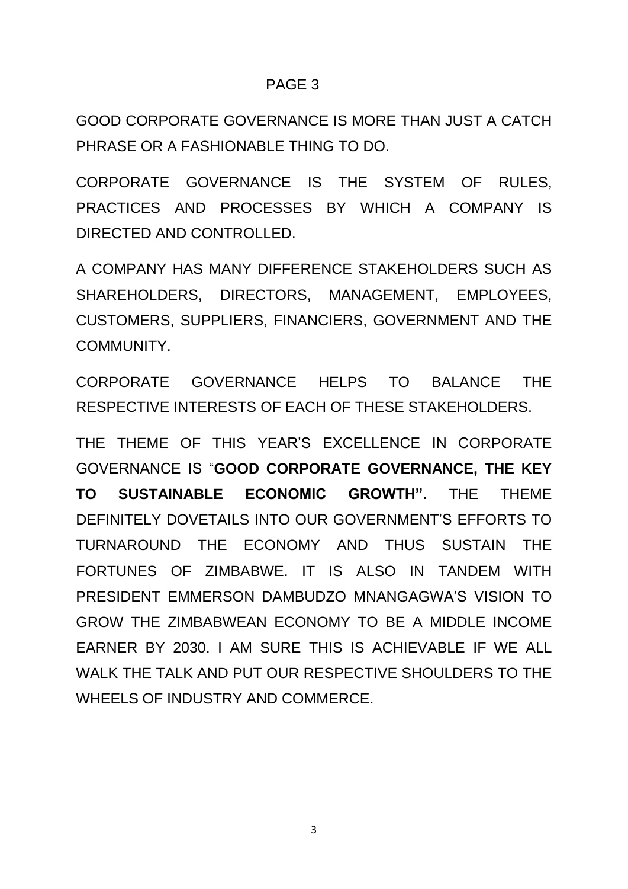GOOD CORPORATE GOVERNANCE IS MORE THAN JUST A CATCH PHRASE OR A FASHIONABLE THING TO DO.

CORPORATE GOVERNANCE IS THE SYSTEM OF RULES, PRACTICES AND PROCESSES BY WHICH A COMPANY IS DIRECTED AND CONTROLLED.

A COMPANY HAS MANY DIFFERENCE STAKEHOLDERS SUCH AS SHAREHOLDERS, DIRECTORS, MANAGEMENT, EMPLOYEES, CUSTOMERS, SUPPLIERS, FINANCIERS, GOVERNMENT AND THE COMMUNITY.

CORPORATE GOVERNANCE HELPS TO BALANCE THE RESPECTIVE INTERESTS OF EACH OF THESE STAKEHOLDERS.

THE THEME OF THIS YEAR'S EXCELLENCE IN CORPORATE GOVERNANCE IS "**GOOD CORPORATE GOVERNANCE, THE KEY TO SUSTAINABLE ECONOMIC GROWTH".** THE THEME DEFINITELY DOVETAILS INTO OUR GOVERNMENT'S EFFORTS TO TURNAROUND THE ECONOMY AND THUS SUSTAIN THE FORTUNES OF ZIMBABWE. IT IS ALSO IN TANDEM WITH PRESIDENT EMMERSON DAMBUDZO MNANGAGWA'S VISION TO GROW THE ZIMBABWEAN ECONOMY TO BE A MIDDLE INCOME EARNER BY 2030. I AM SURE THIS IS ACHIEVABLE IF WE ALL WALK THE TALK AND PUT OUR RESPECTIVE SHOULDERS TO THE WHEELS OF INDUSTRY AND COMMERCE.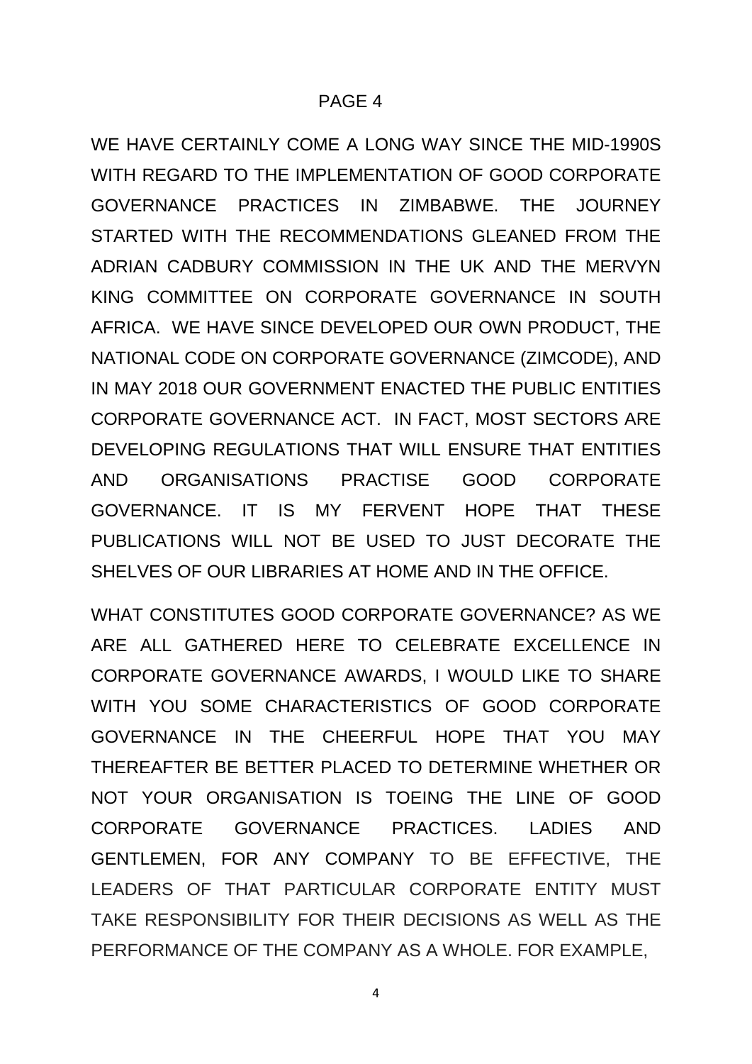PAGE 4

WE HAVE CERTAINLY COME A LONG WAY SINCE THE MID-1990S WITH REGARD TO THE IMPLEMENTATION OF GOOD CORPORATE GOVERNANCE PRACTICES IN ZIMBABWE. THE JOURNEY STARTED WITH THE RECOMMENDATIONS GLEANED FROM THE ADRIAN CADBURY COMMISSION IN THE UK AND THE MERVYN KING COMMITTEE ON CORPORATE GOVERNANCE IN SOUTH AFRICA. WE HAVE SINCE DEVELOPED OUR OWN PRODUCT, THE NATIONAL CODE ON CORPORATE GOVERNANCE (ZIMCODE), AND IN MAY 2018 OUR GOVERNMENT ENACTED THE PUBLIC ENTITIES CORPORATE GOVERNANCE ACT. IN FACT, MOST SECTORS ARE DEVELOPING REGULATIONS THAT WILL ENSURE THAT ENTITIES AND ORGANISATIONS PRACTISE GOOD CORPORATE GOVERNANCE. IT IS MY FERVENT HOPE THAT THESE PUBLICATIONS WILL NOT BE USED TO JUST DECORATE THE SHELVES OF OUR LIBRARIES AT HOME AND IN THE OFFICE.

WHAT CONSTITUTES GOOD CORPORATE GOVERNANCE? AS WE ARE ALL GATHERED HERE TO CELEBRATE EXCELLENCE IN CORPORATE GOVERNANCE AWARDS, I WOULD LIKE TO SHARE WITH YOU SOME CHARACTERISTICS OF GOOD CORPORATE GOVERNANCE IN THE CHEERFUL HOPE THAT YOU MAY THEREAFTER BE BETTER PLACED TO DETERMINE WHETHER OR NOT YOUR ORGANISATION IS TOEING THE LINE OF GOOD CORPORATE GOVERNANCE PRACTICES. LADIES AND GENTLEMEN, FOR ANY COMPANY TO BE EFFECTIVE, THE LEADERS OF THAT PARTICULAR CORPORATE ENTITY MUST TAKE RESPONSIBILITY FOR THEIR DECISIONS AS WELL AS THE PERFORMANCE OF THE COMPANY AS A WHOLE. FOR EXAMPLE,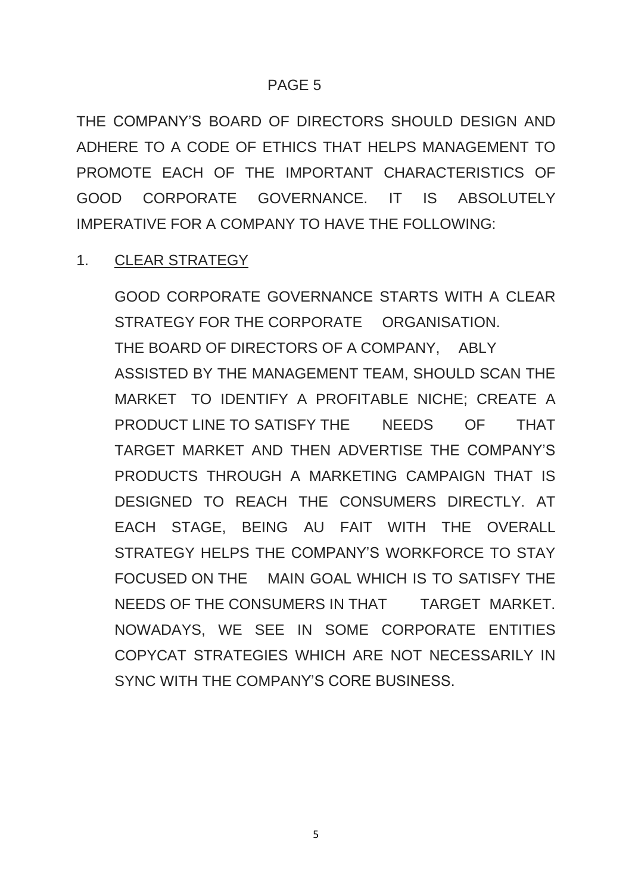PAGE 5

THE COMPANY'S BOARD OF DIRECTORS SHOULD DESIGN AND ADHERE TO A CODE OF ETHICS THAT HELPS MANAGEMENT TO PROMOTE EACH OF THE IMPORTANT CHARACTERISTICS OF GOOD CORPORATE GOVERNANCE. IT IS ABSOLUTELY IMPERATIVE FOR A COMPANY TO HAVE THE FOLLOWING:

1. <u>CLEAR STRATEGY</u>

   GOOD CORPORATE GOVERNANCE STARTS WITH A CLEAR STRATEGY FOR THE CORPORATE ORGANISATION. THE BOARD OF DIRECTORS OF A COMPANY, ABLY ASSISTED BY THE MANAGEMENT TEAM, SHOULD SCAN THE MARKET TO IDENTIFY A PROFITABLE NICHE; CREATE A PRODUCT LINE TO SATISFY THE NEEDS OF THAT TARGET MARKET AND THEN ADVERTISE THE COMPANY'S PRODUCTS THROUGH A MARKETING CAMPAIGN THAT IS DESIGNED TO REACH THE CONSUMERS DIRECTLY. AT EACH STAGE, BEING AU FAIT WITH THE OVERALL STRATEGY HELPS THE COMPANY'S WORKFORCE TO STAY FOCUSED ON THE MAIN GOAL WHICH IS TO SATISFY THE NEEDS OF THE CONSUMERS IN THAT TARGET MARKET. NOWADAYS, WE SEE IN SOME CORPORATE ENTITIES COPYCAT STRATEGIES WHICH ARE NOT NECESSARILY IN SYNC WITH THE COMPANY'S CORE BUSINESS.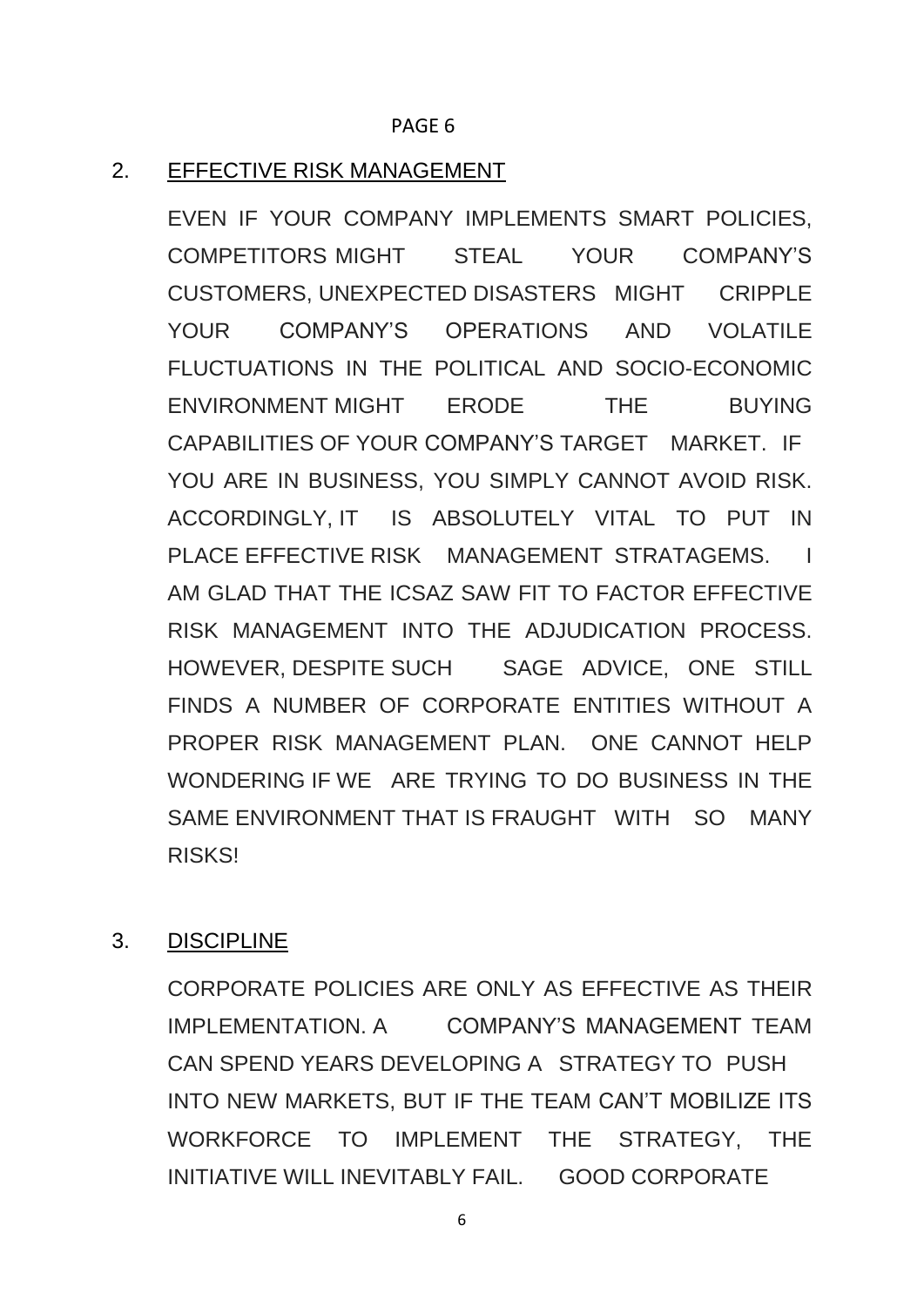## 2. EFFECTIVE RISK MANAGEMENT

EVEN IF YOUR COMPANY IMPLEMENTS SMART POLICIES, COMPETITORS MIGHT STEAL YOUR COMPANY'S CUSTOMERS, UNEXPECTED DISASTERS MIGHT CRIPPLE YOUR COMPANY'S OPERATIONS AND VOLATILE FLUCTUATIONS IN THE POLITICAL AND SOCIO-ECONOMIC ENVIRONMENT MIGHT ERODE THE BUYING CAPABILITIES OF YOUR COMPANY'S TARGET MARKET. IF YOU ARE IN BUSINESS, YOU SIMPLY CANNOT AVOID RISK. ACCORDINGLY, IT IS ABSOLUTELY VITAL TO PUT IN PLACE EFFECTIVE RISK MANAGEMENT STRATAGEMS. I AM GLAD THAT THE ICSAZ SAW FIT TO FACTOR EFFECTIVE RISK MANAGEMENT INTO THE ADJUDICATION PROCESS. HOWEVER, DESPITE SUCH SAGE ADVICE, ONE STILL FINDS A NUMBER OF CORPORATE ENTITIES WITHOUT A PROPER RISK MANAGEMENT PLAN. ONE CANNOT HELP WONDERING IF WE ARE TRYING TO DO BUSINESS IN THE SAME ENVIRONMENT THAT IS FRAUGHT WITH SO MANY RISKS!

## 3. DISCIPLINE

CORPORATE POLICIES ARE ONLY AS EFFECTIVE AS THEIR IMPLEMENTATION. A COMPANY'S MANAGEMENT TEAM CAN SPEND YEARS DEVELOPING A STRATEGY TO PUSH INTO NEW MARKETS, BUT IF THE TEAM CAN'T MOBILIZE ITS WORKFORCE TO IMPLEMENT THE STRATEGY, THE INITIATIVE WILL INEVITABLY FAIL. GOOD CORPORATE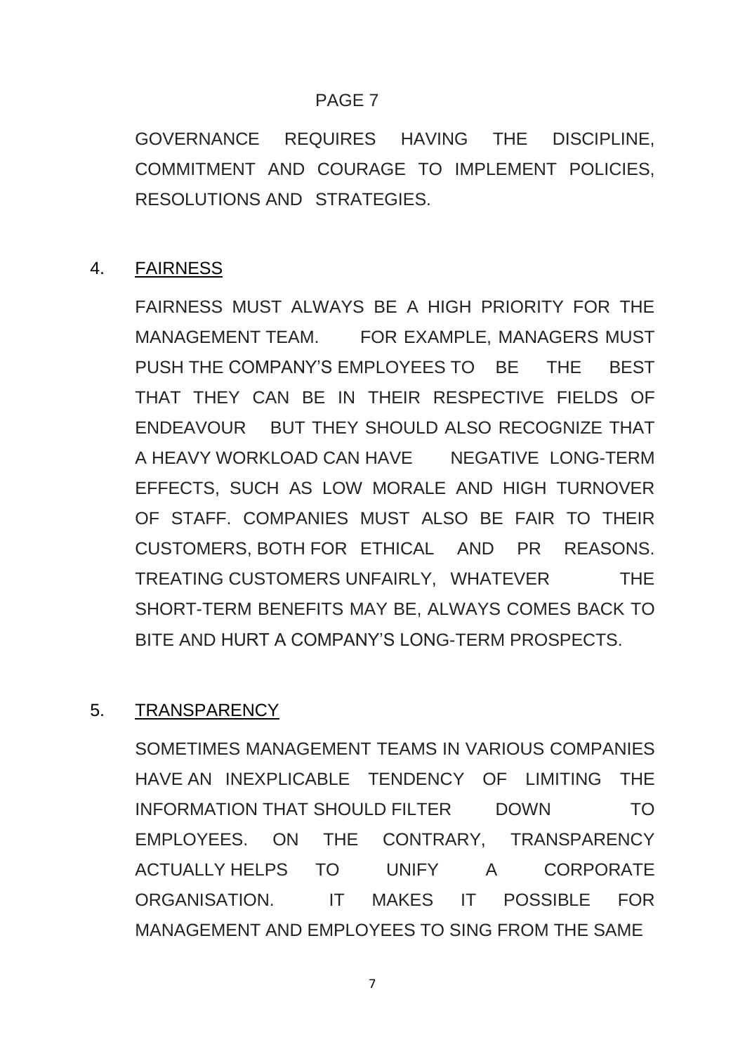GOVERNANCE REQUIRES HAVING THE DISCIPLINE, COMMITMENT AND COURAGE TO IMPLEMENT POLICIES, RESOLUTIONS AND STRATEGIES.

4. <u>FAIRNESS</u>

FAIRNESS MUST ALWAYS BE A HIGH PRIORITY FOR THE MANAGEMENT TEAM. FOR EXAMPLE, MANAGERS MUST PUSH THE COMPANY'S EMPLOYEES TO BE THE BEST THAT THEY CAN BE IN THEIR RESPECTIVE FIELDS OF ENDEAVOUR BUT THEY SHOULD ALSO RECOGNIZE THAT A HEAVY WORKLOAD CAN HAVE NEGATIVE LONG-TERM EFFECTS, SUCH AS LOW MORALE AND HIGH TURNOVER OF STAFF. COMPANIES MUST ALSO BE FAIR TO THEIR CUSTOMERS, BOTH FOR ETHICAL AND PR REASONS. TREATING CUSTOMERS UNFAIRLY, WHATEVER THE SHORT-TERM BENEFITS MAY BE, ALWAYS COMES BACK TO BITE AND HURT A COMPANY'S LONG-TERM PROSPECTS.

5. <u>TRANSPARENCY</u>

SOMETIMES MANAGEMENT TEAMS IN VARIOUS COMPANIES HAVE AN INEXPLICABLE TENDENCY OF LIMITING THE INFORMATION THAT SHOULD FILTER DOWN TO EMPLOYEES. ON THE CONTRARY, TRANSPARENCY ACTUALLY HELPS TO UNIFY A CORPORATE ORGANISATION. IT MAKES IT POSSIBLE FOR MANAGEMENT AND EMPLOYEES TO SING FROM THE SAME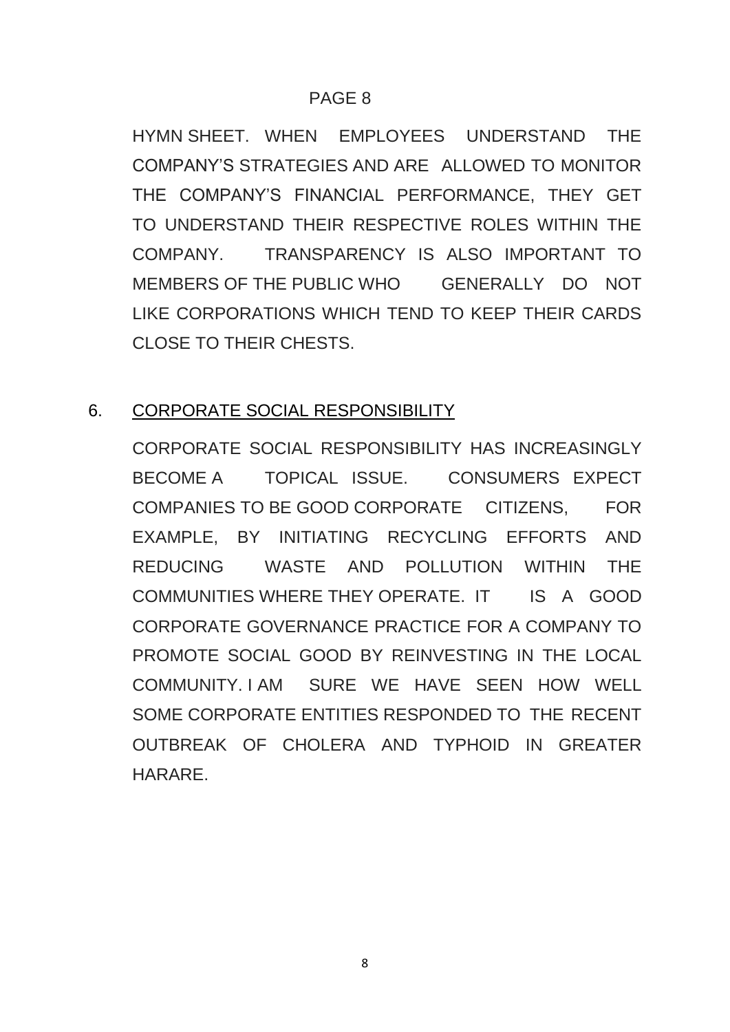HYMN SHEET. WHEN EMPLOYEES UNDERSTAND THE COMPANY'S STRATEGIES AND ARE ALLOWED TO MONITOR THE COMPANY'S FINANCIAL PERFORMANCE, THEY GET TO UNDERSTAND THEIR RESPECTIVE ROLES WITHIN THE COMPANY. TRANSPARENCY IS ALSO IMPORTANT TO MEMBERS OF THE PUBLIC WHO GENERALLY DO NOT LIKE CORPORATIONS WHICH TEND TO KEEP THEIR CARDS CLOSE TO THEIR CHESTS.

6. <u>CORPORATE SOCIAL RESPONSIBILITY</u>

CORPORATE SOCIAL RESPONSIBILITY HAS INCREASINGLY BECOME A TOPICAL ISSUE. CONSUMERS EXPECT COMPANIES TO BE GOOD CORPORATE CITIZENS, FOR EXAMPLE, BY INITIATING RECYCLING EFFORTS AND REDUCING WASTE AND POLLUTION WITHIN THE COMMUNITIES WHERE THEY OPERATE. IT IS A GOOD CORPORATE GOVERNANCE PRACTICE FOR A COMPANY TO PROMOTE SOCIAL GOOD BY REINVESTING IN THE LOCAL COMMUNITY. I AM SURE WE HAVE SEEN HOW WELL SOME CORPORATE ENTITIES RESPONDED TO THE RECENT OUTBREAK OF CHOLERA AND TYPHOID IN GREATER HARARE.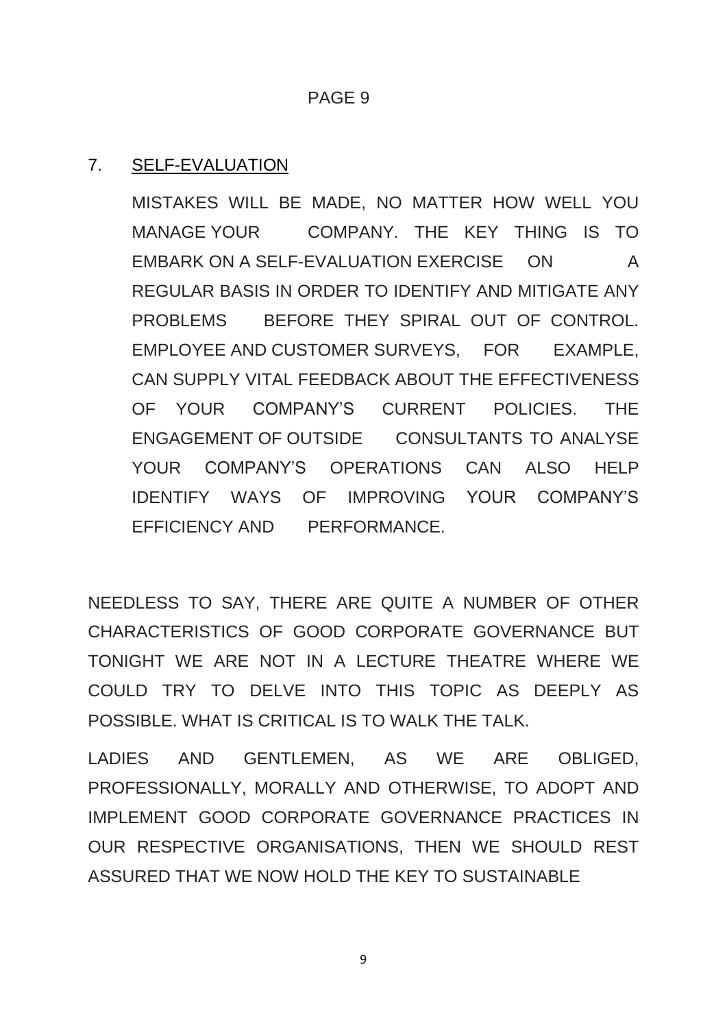7. SELF-EVALUATION

   MISTAKES WILL BE MADE, NO MATTER HOW WELL YOU MANAGE YOUR COMPANY. THE KEY THING IS TO EMBARK ON A SELF-EVALUATION EXERCISE ON A REGULAR BASIS IN ORDER TO IDENTIFY AND MITIGATE ANY PROBLEMS BEFORE THEY SPIRAL OUT OF CONTROL. EMPLOYEE AND CUSTOMER SURVEYS, FOR EXAMPLE, CAN SUPPLY VITAL FEEDBACK ABOUT THE EFFECTIVENESS OF YOUR COMPANY'S CURRENT POLICIES. THE ENGAGEMENT OF OUTSIDE CONSULTANTS TO ANALYSE YOUR COMPANY'S OPERATIONS CAN ALSO HELP IDENTIFY WAYS OF IMPROVING YOUR COMPANY'S EFFICIENCY AND PERFORMANCE.

NEEDLESS TO SAY, THERE ARE QUITE A NUMBER OF OTHER CHARACTERISTICS OF GOOD CORPORATE GOVERNANCE BUT TONIGHT WE ARE NOT IN A LECTURE THEATRE WHERE WE COULD TRY TO DELVE INTO THIS TOPIC AS DEEPLY AS POSSIBLE. WHAT IS CRITICAL IS TO WALK THE TALK.

LADIES AND GENTLEMEN, AS WE ARE OBLIGED, PROFESSIONALLY, MORALLY AND OTHERWISE, TO ADOPT AND IMPLEMENT GOOD CORPORATE GOVERNANCE PRACTICES IN OUR RESPECTIVE ORGANISATIONS, THEN WE SHOULD REST ASSURED THAT WE NOW HOLD THE KEY TO SUSTAINABLE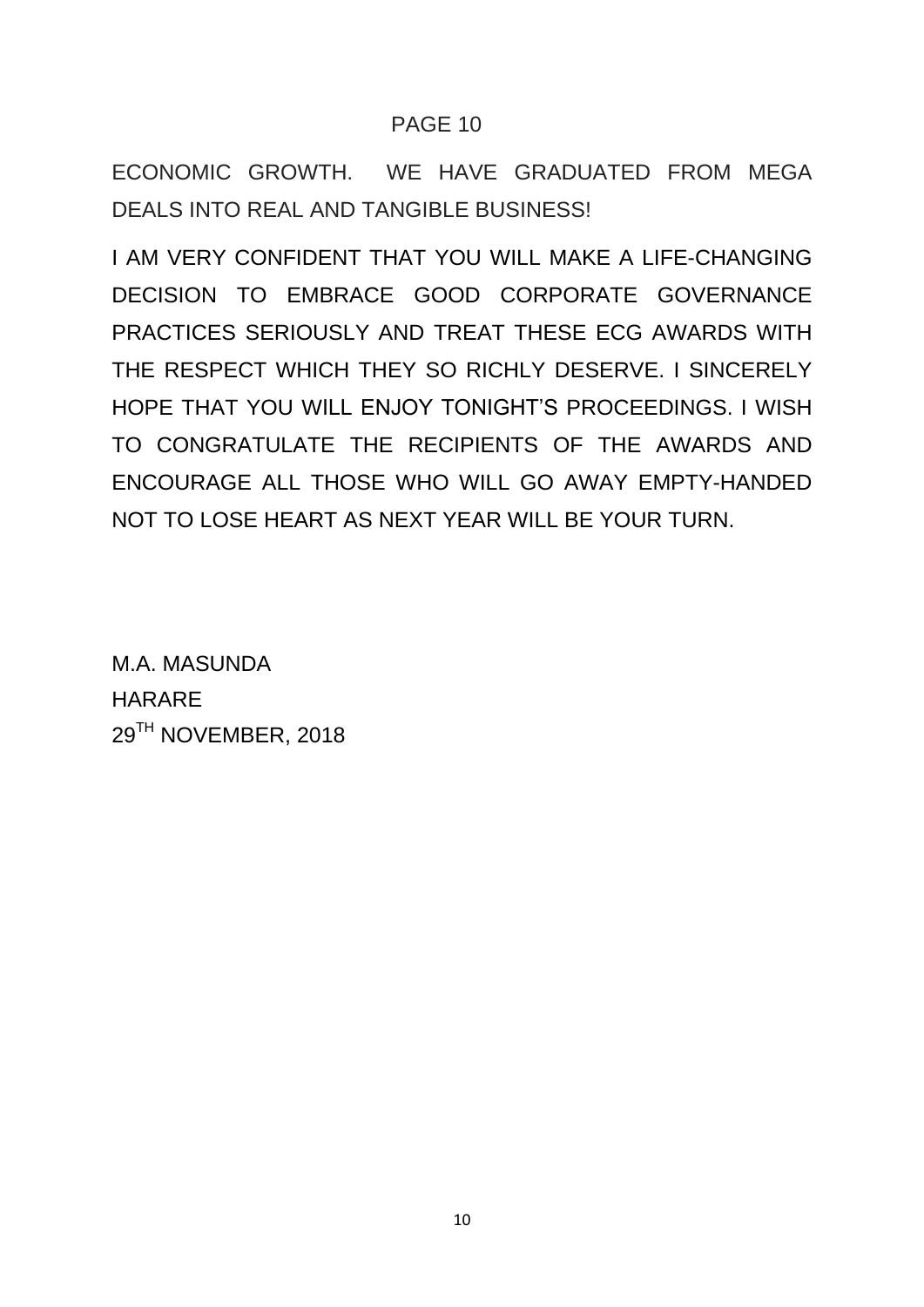ECONOMIC GROWTH. WE HAVE GRADUATED FROM MEGA DEALS INTO REAL AND TANGIBLE BUSINESS!

I AM VERY CONFIDENT THAT YOU WILL MAKE A LIFE-CHANGING DECISION TO EMBRACE GOOD CORPORATE GOVERNANCE PRACTICES SERIOUSLY AND TREAT THESE ECG AWARDS WITH THE RESPECT WHICH THEY SO RICHLY DESERVE. I SINCERELY HOPE THAT YOU WILL ENJOY TONIGHT'S PROCEEDINGS. I WISH TO CONGRATULATE THE RECIPIENTS OF THE AWARDS AND ENCOURAGE ALL THOSE WHO WILL GO AWAY EMPTY-HANDED NOT TO LOSE HEART AS NEXT YEAR WILL BE YOUR TURN.

M.A. MASUNDA
HARARE
29TH NOVEMBER, 2018